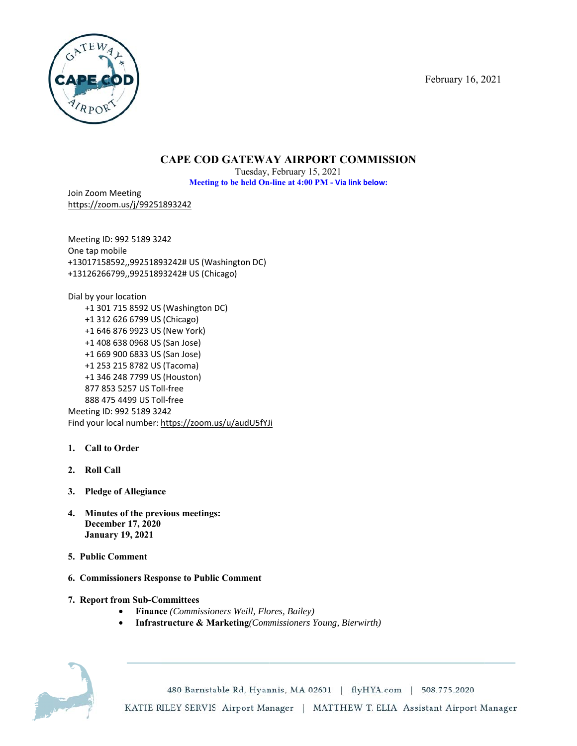February 16, 2021

# CAPE COD GATEWAY AIRPORT COMMISSION

Tuesday, February 15, 2021

**Meeting to be held On-line at 4:00 PM - Via link below:**

Join Zoom Meeting
https://zoom.us/j/99251893242

Meeting ID: 992 5189 3242
One tap mobile
+13017158592,,99251893242# US (Washington DC)
+13126266799,,99251893242# US (Chicago)

Dial by your location
+1 301 715 8592 US (Washington DC)
+1 312 626 6799 US (Chicago)
+1 646 876 9923 US (New York)
+1 408 638 0968 US (San Jose)
+1 669 900 6833 US (San Jose)
+1 253 215 8782 US (Tacoma)
+1 346 248 7799 US (Houston)
877 853 5257 US Toll-free
888 475 4499 US Toll-free
Meeting ID: 992 5189 3242
Find your local number: https://zoom.us/u/audU5fYJi

1. **Call to Order**

2. **Roll Call**

3. **Pledge of Allegiance**

4. **Minutes of the previous meetings:**
   **December 17, 2020**
   **January 19, 2021**

5. **Public Comment**

6. **Commissioners Response to Public Comment**

7. **Report from Sub-Committees**
   - **Finance** *(Commissioners Weill, Flores, Bailey)*
   - **Infrastructure & Marketing** *(Commissioners Young, Bierwirth)*

480 Barnstable Rd, Hyannis, MA 02601 | flyHYA.com | 508.775.2020

KATIE RILEY SERVIS Airport Manager | MATTHEW T. ELIA Assistant Airport Manager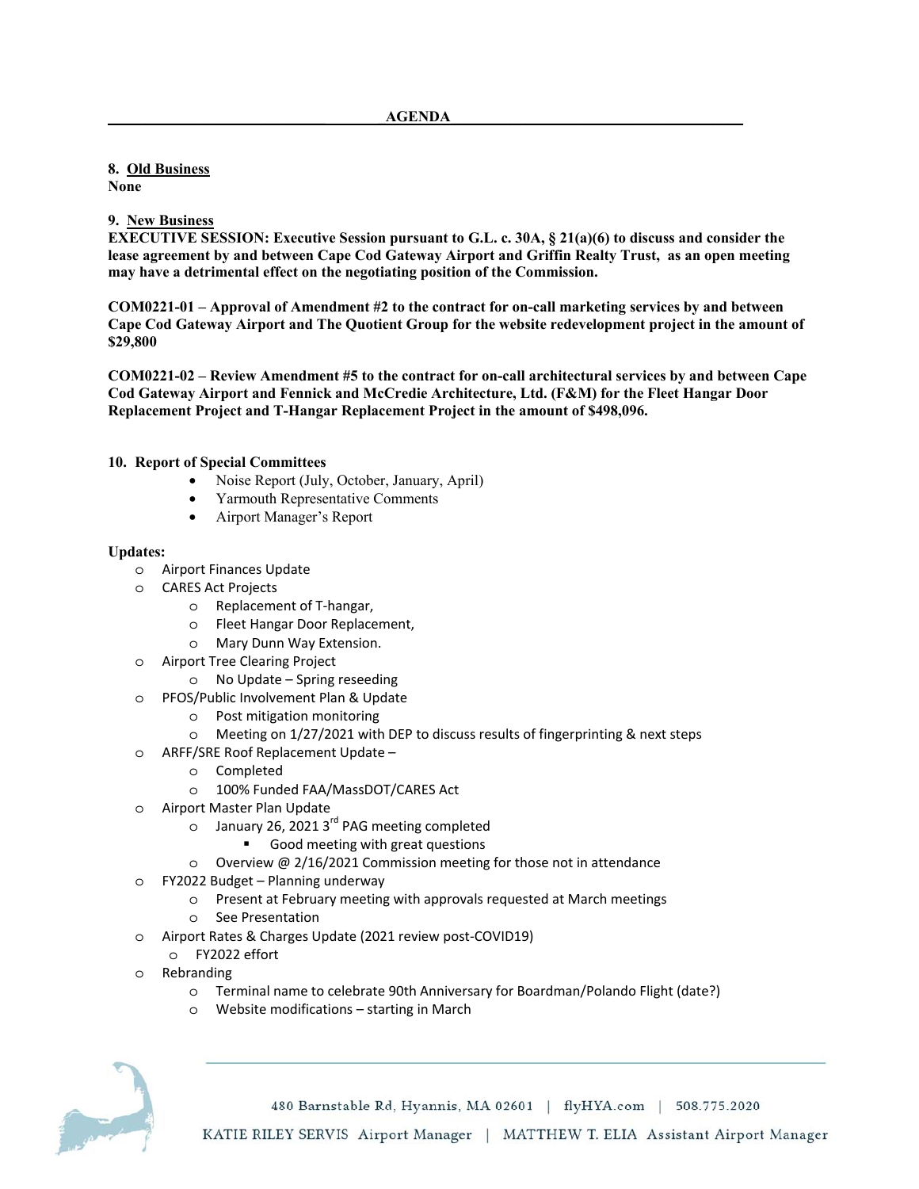**AGENDA**

**8. Old Business**
**None**

**9. New Business**
**EXECUTIVE SESSION: Executive Session pursuant to G.L. c. 30A, § 21(a)(6) to discuss and consider the lease agreement by and between Cape Cod Gateway Airport and Griffin Realty Trust, as an open meeting may have a detrimental effect on the negotiating position of the Commission.**

**COM0221-01 – Approval of Amendment #2 to the contract for on-call marketing services by and between Cape Cod Gateway Airport and The Quotient Group for the website redevelopment project in the amount of $29,800**

**COM0221-02 – Review Amendment #5 to the contract for on-call architectural services by and between Cape Cod Gateway Airport and Fennick and McCredie Architecture, Ltd. (F&M) for the Fleet Hangar Door Replacement Project and T-Hangar Replacement Project in the amount of $498,096.**

**10. Report of Special Committees**

- Noise Report (July, October, January, April)
- Yarmouth Representative Comments
- Airport Manager's Report

**Updates:**

- Airport Finances Update
- CARES Act Projects
  - Replacement of T-hangar,
  - Fleet Hangar Door Replacement,
  - Mary Dunn Way Extension.
- Airport Tree Clearing Project
  - No Update – Spring reseeding
- PFOS/Public Involvement Plan & Update
  - Post mitigation monitoring
  - Meeting on 1/27/2021 with DEP to discuss results of fingerprinting & next steps
- ARFF/SRE Roof Replacement Update –
  - Completed
  - 100% Funded FAA/MassDOT/CARES Act
- Airport Master Plan Update
  - January 26, 2021 3rd PAG meeting completed
    - Good meeting with great questions
  - Overview @ 2/16/2021 Commission meeting for those not in attendance
- FY2022 Budget – Planning underway
  - Present at February meeting with approvals requested at March meetings
  - See Presentation
- Airport Rates & Charges Update (2021 review post-COVID19)
  - FY2022 effort
- Rebranding
  - Terminal name to celebrate 90th Anniversary for Boardman/Polando Flight (date?)
  - Website modifications – starting in March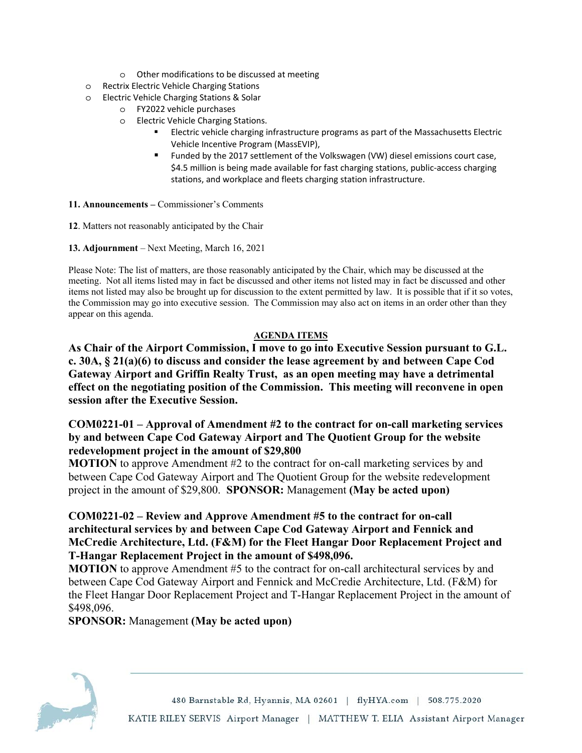- Other modifications to be discussed at meeting
  - Rectrix Electric Vehicle Charging Stations
  - Electric Vehicle Charging Stations & Solar
    - FY2022 vehicle purchases
    - Electric Vehicle Charging Stations.
      - Electric vehicle charging infrastructure programs as part of the Massachusetts Electric Vehicle Incentive Program (MassEVIP),
      - Funded by the 2017 settlement of the Volkswagen (VW) diesel emissions court case, $4.5 million is being made available for fast charging stations, public-access charging stations, and workplace and fleets charging station infrastructure.

**11. Announcements –** Commissioner's Comments

**12**. Matters not reasonably anticipated by the Chair

**13. Adjournment** – Next Meeting, March 16, 2021

Please Note: The list of matters, are those reasonably anticipated by the Chair, which may be discussed at the meeting. Not all items listed may in fact be discussed and other items not listed may in fact be discussed and other items not listed may also be brought up for discussion to the extent permitted by law. It is possible that if it so votes, the Commission may go into executive session. The Commission may also act on items in an order other than they appear on this agenda.

**AGENDA ITEMS**

**As Chair of the Airport Commission, I move to go into Executive Session pursuant to G.L. c. 30A, § 21(a)(6) to discuss and consider the lease agreement by and between Cape Cod Gateway Airport and Griffin Realty Trust, as an open meeting may have a detrimental effect on the negotiating position of the Commission. This meeting will reconvene in open session after the Executive Session.**

**COM0221-01 – Approval of Amendment #2 to the contract for on-call marketing services by and between Cape Cod Gateway Airport and The Quotient Group for the website redevelopment project in the amount of $29,800**

**MOTION** to approve Amendment #2 to the contract for on-call marketing services by and between Cape Cod Gateway Airport and The Quotient Group for the website redevelopment project in the amount of $29,800. **SPONSOR:** Management **(May be acted upon)**

**COM0221-02 – Review and Approve Amendment #5 to the contract for on-call architectural services by and between Cape Cod Gateway Airport and Fennick and McCredie Architecture, Ltd. (F&M) for the Fleet Hangar Door Replacement Project and T-Hangar Replacement Project in the amount of $498,096.**

**MOTION** to approve Amendment #5 to the contract for on-call architectural services by and between Cape Cod Gateway Airport and Fennick and McCredie Architecture, Ltd. (F&M) for the Fleet Hangar Door Replacement Project and T-Hangar Replacement Project in the amount of $498,096.

**SPONSOR:** Management **(May be acted upon)**